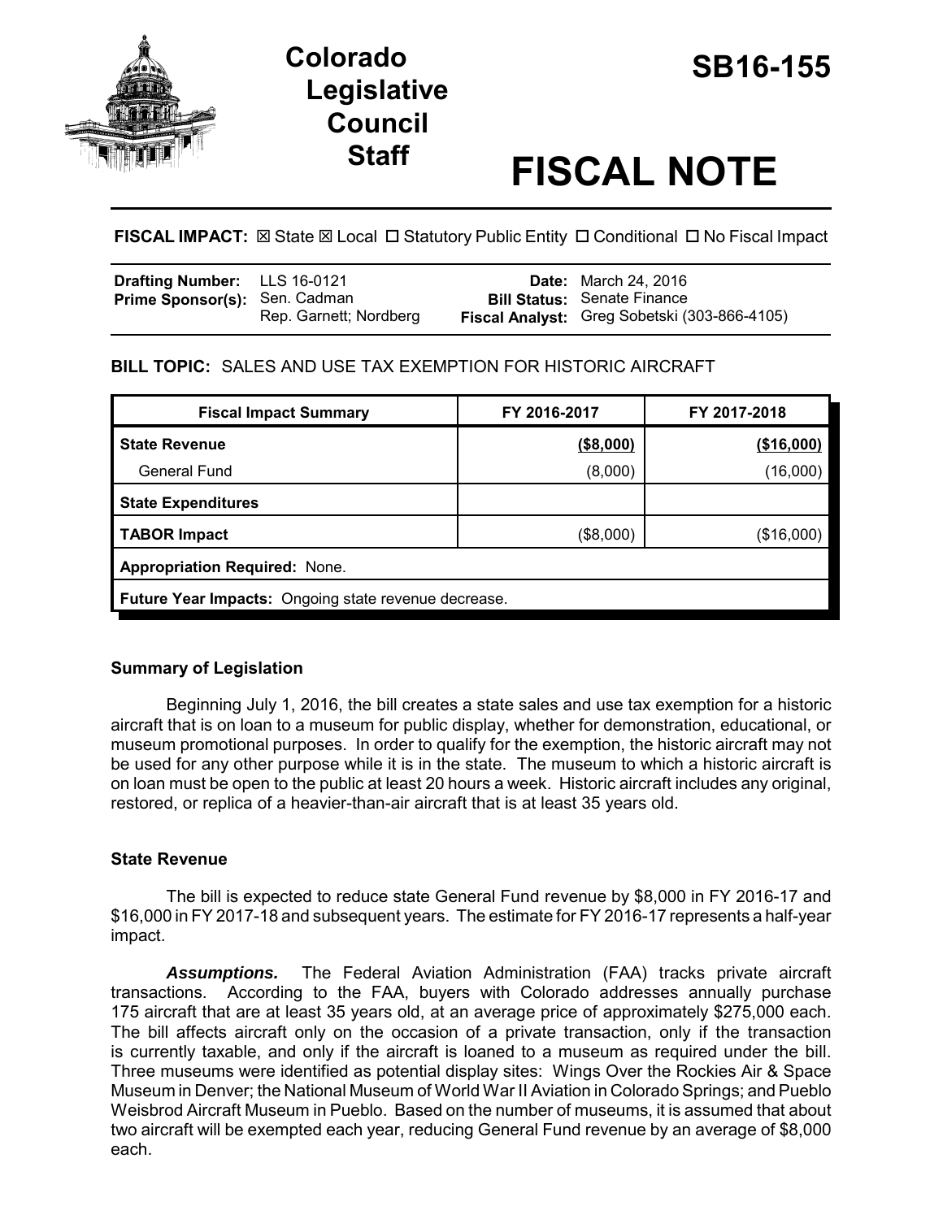# Colorado Legislative Council Staff

# SB16-155

# FISCAL NOTE

**FISCAL IMPACT:** ☒ State ☒ Local ☐ Statutory Public Entity ☐ Conditional ☐ No Fiscal Impact

| | | | |
|---|---|---|---|
| **Drafting Number:** | LLS 16-0121 | **Date:** | March 24, 2016 |
| **Prime Sponsor(s):** | Sen. Cadman<br>Rep. Garnett; Nordberg | **Bill Status:** | Senate Finance |
| | | **Fiscal Analyst:** | Greg Sobetski (303-866-4105) |

**BILL TOPIC:** SALES AND USE TAX EXEMPTION FOR HISTORIC AIRCRAFT

| Fiscal Impact Summary | FY 2016-2017 | FY 2017-2018 |
|---|---|---|
| **State Revenue** | **($8,000)** | **($16,000)** |
| General Fund | (8,000) | (16,000) |
| **State Expenditures** | | |
| **TABOR Impact** | ($8,000) | ($16,000) |
| **Appropriation Required:** None. | | |
| **Future Year Impacts:** Ongoing state revenue decrease. | | |

### Summary of Legislation

Beginning July 1, 2016, the bill creates a state sales and use tax exemption for a historic aircraft that is on loan to a museum for public display, whether for demonstration, educational, or museum promotional purposes. In order to qualify for the exemption, the historic aircraft may not be used for any other purpose while it is in the state. The museum to which a historic aircraft is on loan must be open to the public at least 20 hours a week. Historic aircraft includes any original, restored, or replica of a heavier-than-air aircraft that is at least 35 years old.

### State Revenue

The bill is expected to reduce state General Fund revenue by $8,000 in FY 2016-17 and $16,000 in FY 2017-18 and subsequent years. The estimate for FY 2016-17 represents a half-year impact.

***Assumptions.*** The Federal Aviation Administration (FAA) tracks private aircraft transactions. According to the FAA, buyers with Colorado addresses annually purchase 175 aircraft that are at least 35 years old, at an average price of approximately $275,000 each. The bill affects aircraft only on the occasion of a private transaction, only if the transaction is currently taxable, and only if the aircraft is loaned to a museum as required under the bill. Three museums were identified as potential display sites: Wings Over the Rockies Air & Space Museum in Denver; the National Museum of World War II Aviation in Colorado Springs; and Pueblo Weisbrod Aircraft Museum in Pueblo. Based on the number of museums, it is assumed that about two aircraft will be exempted each year, reducing General Fund revenue by an average of $8,000 each.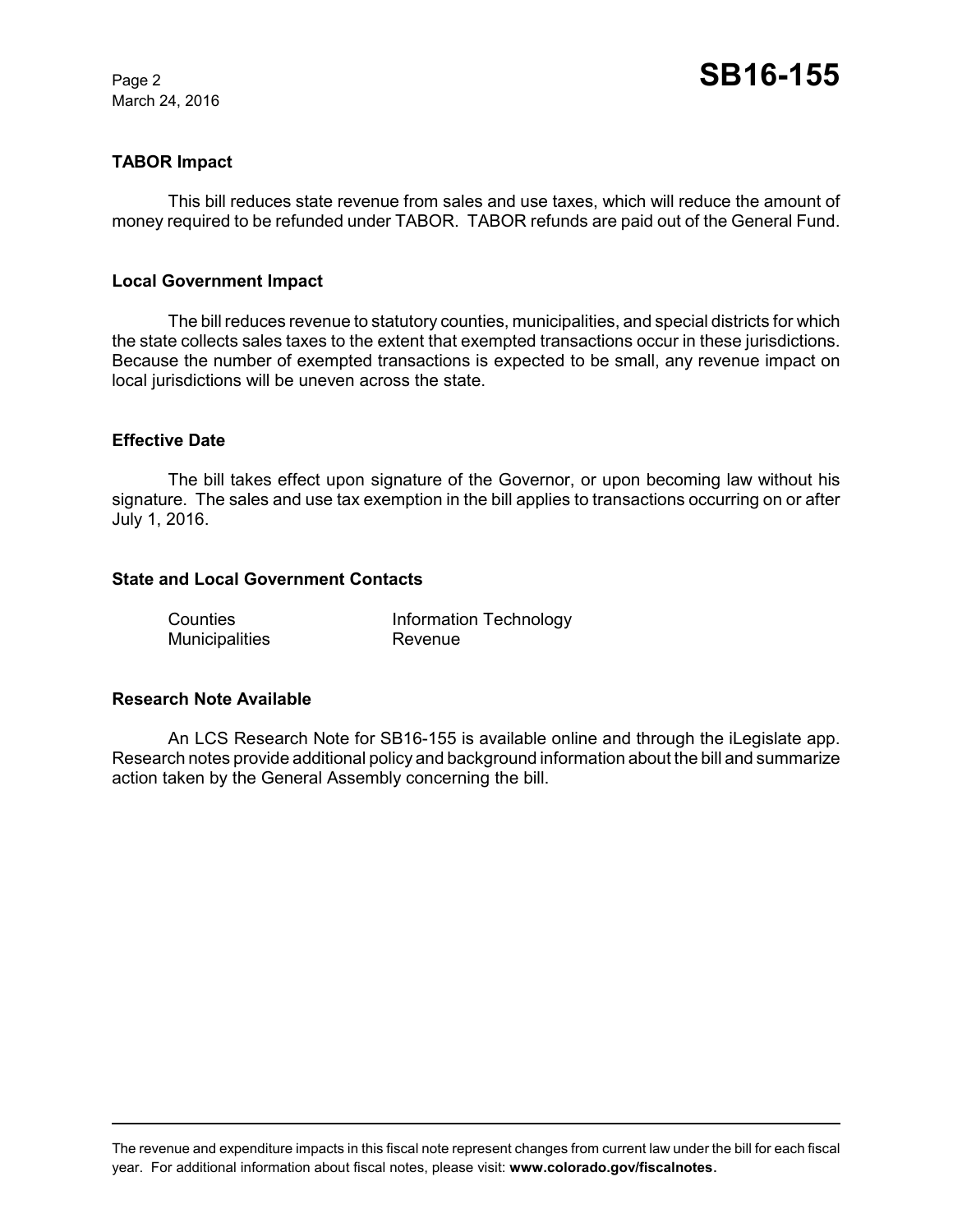### TABOR Impact

This bill reduces state revenue from sales and use taxes, which will reduce the amount of money required to be refunded under TABOR. TABOR refunds are paid out of the General Fund.

### Local Government Impact

The bill reduces revenue to statutory counties, municipalities, and special districts for which the state collects sales taxes to the extent that exempted transactions occur in these jurisdictions. Because the number of exempted transactions is expected to be small, any revenue impact on local jurisdictions will be uneven across the state.

### Effective Date

The bill takes effect upon signature of the Governor, or upon becoming law without his signature. The sales and use tax exemption in the bill applies to transactions occurring on or after July 1, 2016.

### State and Local Government Contacts

| | |
|---|---|
| Counties | Information Technology |
| Municipalities | Revenue |

### Research Note Available

An LCS Research Note for SB16-155 is available online and through the iLegislate app. Research notes provide additional policy and background information about the bill and summarize action taken by the General Assembly concerning the bill.

---

The revenue and expenditure impacts in this fiscal note represent changes from current law under the bill for each fiscal year. For additional information about fiscal notes, please visit: **www.colorado.gov/fiscalnotes.**